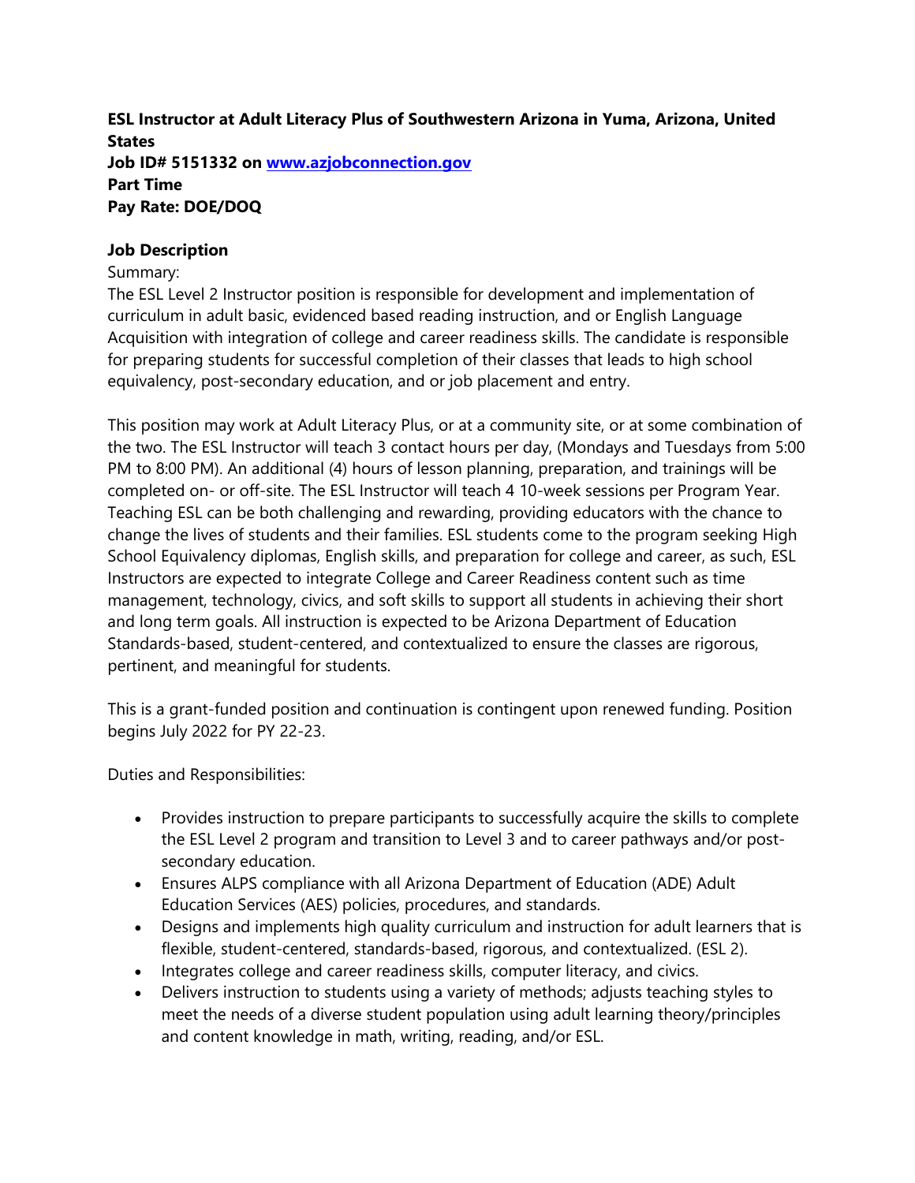**ESL Instructor at Adult Literacy Plus of Southwestern Arizona in Yuma, Arizona, United States**
**Job ID# 5151332 on [www.azjobconnection.gov](http://www.azjobconnection.gov)**
**Part Time**
**Pay Rate: DOE/DOQ**

**Job Description**

Summary:
The ESL Level 2 Instructor position is responsible for development and implementation of curriculum in adult basic, evidenced based reading instruction, and or English Language Acquisition with integration of college and career readiness skills. The candidate is responsible for preparing students for successful completion of their classes that leads to high school equivalency, post-secondary education, and or job placement and entry.

This position may work at Adult Literacy Plus, or at a community site, or at some combination of the two. The ESL Instructor will teach 3 contact hours per day, (Mondays and Tuesdays from 5:00 PM to 8:00 PM). An additional (4) hours of lesson planning, preparation, and trainings will be completed on- or off-site. The ESL Instructor will teach 4 10-week sessions per Program Year. Teaching ESL can be both challenging and rewarding, providing educators with the chance to change the lives of students and their families. ESL students come to the program seeking High School Equivalency diplomas, English skills, and preparation for college and career, as such, ESL Instructors are expected to integrate College and Career Readiness content such as time management, technology, civics, and soft skills to support all students in achieving their short and long term goals. All instruction is expected to be Arizona Department of Education Standards-based, student-centered, and contextualized to ensure the classes are rigorous, pertinent, and meaningful for students.

This is a grant-funded position and continuation is contingent upon renewed funding. Position begins July 2022 for PY 22-23.

Duties and Responsibilities:

- Provides instruction to prepare participants to successfully acquire the skills to complete the ESL Level 2 program and transition to Level 3 and to career pathways and/or post-secondary education.
- Ensures ALPS compliance with all Arizona Department of Education (ADE) Adult Education Services (AES) policies, procedures, and standards.
- Designs and implements high quality curriculum and instruction for adult learners that is flexible, student-centered, standards-based, rigorous, and contextualized. (ESL 2).
- Integrates college and career readiness skills, computer literacy, and civics.
- Delivers instruction to students using a variety of methods; adjusts teaching styles to meet the needs of a diverse student population using adult learning theory/principles and content knowledge in math, writing, reading, and/or ESL.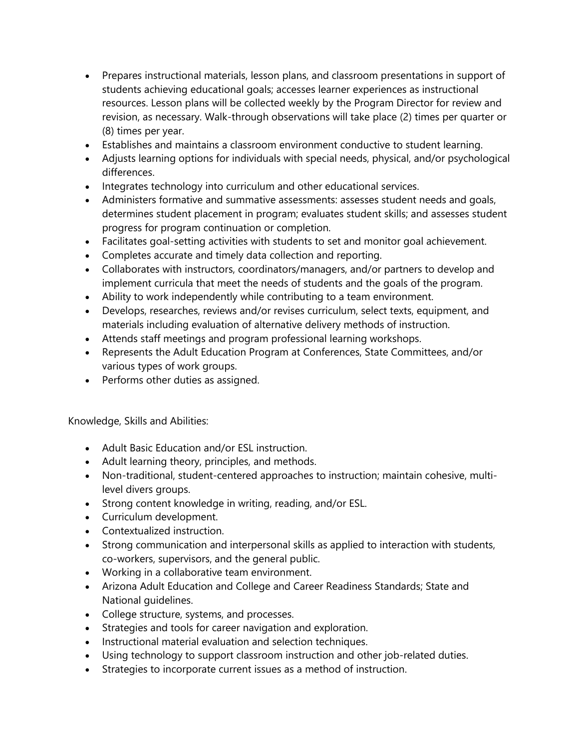- Prepares instructional materials, lesson plans, and classroom presentations in support of students achieving educational goals; accesses learner experiences as instructional resources. Lesson plans will be collected weekly by the Program Director for review and revision, as necessary. Walk-through observations will take place (2) times per quarter or (8) times per year.
- Establishes and maintains a classroom environment conductive to student learning.
- Adjusts learning options for individuals with special needs, physical, and/or psychological differences.
- Integrates technology into curriculum and other educational services.
- Administers formative and summative assessments: assesses student needs and goals, determines student placement in program; evaluates student skills; and assesses student progress for program continuation or completion.
- Facilitates goal-setting activities with students to set and monitor goal achievement.
- Completes accurate and timely data collection and reporting.
- Collaborates with instructors, coordinators/managers, and/or partners to develop and implement curricula that meet the needs of students and the goals of the program.
- Ability to work independently while contributing to a team environment.
- Develops, researches, reviews and/or revises curriculum, select texts, equipment, and materials including evaluation of alternative delivery methods of instruction.
- Attends staff meetings and program professional learning workshops.
- Represents the Adult Education Program at Conferences, State Committees, and/or various types of work groups.
- Performs other duties as assigned.

Knowledge, Skills and Abilities:

- Adult Basic Education and/or ESL instruction.
- Adult learning theory, principles, and methods.
- Non-traditional, student-centered approaches to instruction; maintain cohesive, multi-level divers groups.
- Strong content knowledge in writing, reading, and/or ESL.
- Curriculum development.
- Contextualized instruction.
- Strong communication and interpersonal skills as applied to interaction with students, co-workers, supervisors, and the general public.
- Working in a collaborative team environment.
- Arizona Adult Education and College and Career Readiness Standards; State and National guidelines.
- College structure, systems, and processes.
- Strategies and tools for career navigation and exploration.
- Instructional material evaluation and selection techniques.
- Using technology to support classroom instruction and other job-related duties.
- Strategies to incorporate current issues as a method of instruction.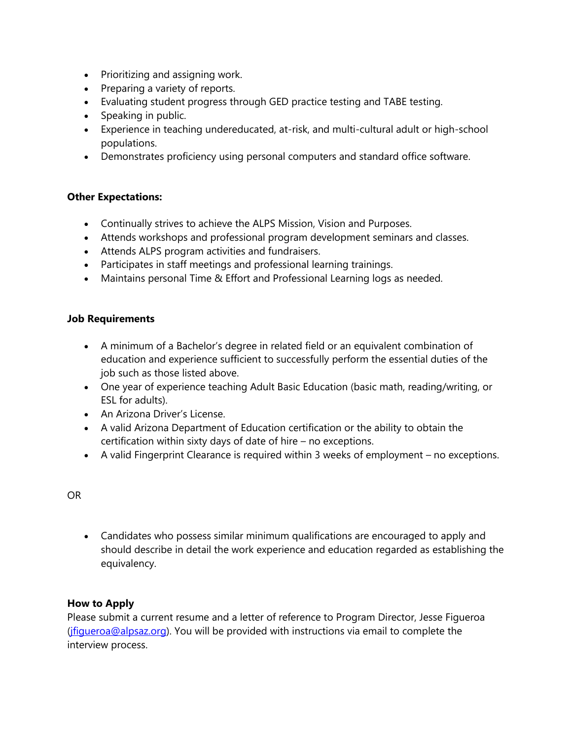- Prioritizing and assigning work.
- Preparing a variety of reports.
- Evaluating student progress through GED practice testing and TABE testing.
- Speaking in public.
- Experience in teaching undereducated, at-risk, and multi-cultural adult or high-school populations.
- Demonstrates proficiency using personal computers and standard office software.

**Other Expectations:**

- Continually strives to achieve the ALPS Mission, Vision and Purposes.
- Attends workshops and professional program development seminars and classes.
- Attends ALPS program activities and fundraisers.
- Participates in staff meetings and professional learning trainings.
- Maintains personal Time & Effort and Professional Learning logs as needed.

**Job Requirements**

- A minimum of a Bachelor's degree in related field or an equivalent combination of education and experience sufficient to successfully perform the essential duties of the job such as those listed above.
- One year of experience teaching Adult Basic Education (basic math, reading/writing, or ESL for adults).
- An Arizona Driver's License.
- A valid Arizona Department of Education certification or the ability to obtain the certification within sixty days of date of hire – no exceptions.
- A valid Fingerprint Clearance is required within 3 weeks of employment – no exceptions.

OR

- Candidates who possess similar minimum qualifications are encouraged to apply and should describe in detail the work experience and education regarded as establishing the equivalency.

**How to Apply**

Please submit a current resume and a letter of reference to Program Director, Jesse Figueroa (jfigueroa@alpsaz.org). You will be provided with instructions via email to complete the interview process.